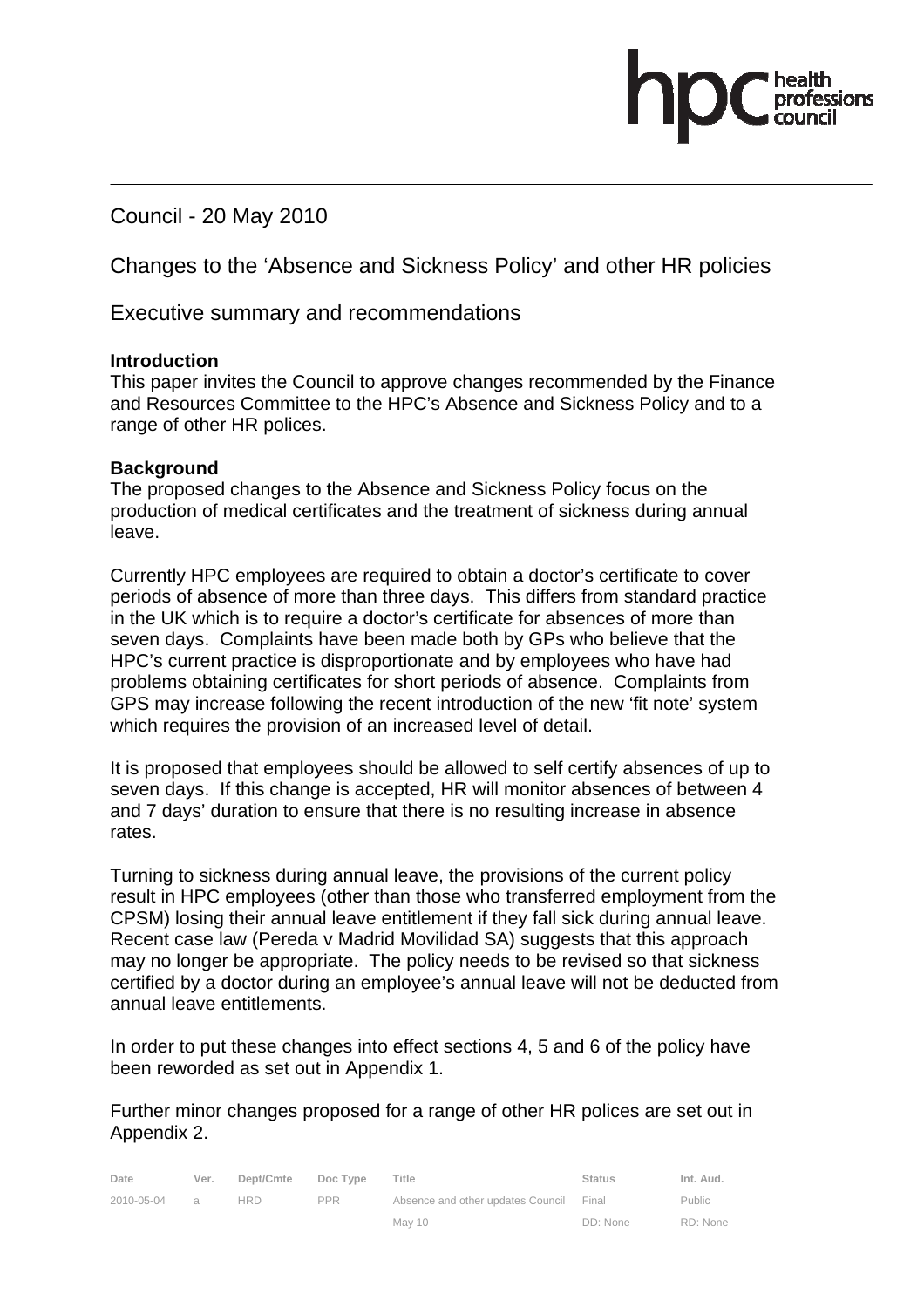Council - 20 May 2010

# Changes to the 'Absence and Sickness Policy' and other HR policies

## Executive summary and recommendations

**Introduction**

This paper invites the Council to approve changes recommended by the Finance and Resources Committee to the HPC's Absence and Sickness Policy and to a range of other HR polices.

**Background**

The proposed changes to the Absence and Sickness Policy focus on the production of medical certificates and the treatment of sickness during annual leave.

Currently HPC employees are required to obtain a doctor's certificate to cover periods of absence of more than three days. This differs from standard practice in the UK which is to require a doctor's certificate for absences of more than seven days. Complaints have been made both by GPs who believe that the HPC's current practice is disproportionate and by employees who have had problems obtaining certificates for short periods of absence. Complaints from GPS may increase following the recent introduction of the new 'fit note' system which requires the provision of an increased level of detail.

It is proposed that employees should be allowed to self certify absences of up to seven days. If this change is accepted, HR will monitor absences of between 4 and 7 days' duration to ensure that there is no resulting increase in absence rates.

Turning to sickness during annual leave, the provisions of the current policy result in HPC employees (other than those who transferred employment from the CPSM) losing their annual leave entitlement if they fall sick during annual leave. Recent case law (Pereda v Madrid Movilidad SA) suggests that this approach may no longer be appropriate. The policy needs to be revised so that sickness certified by a doctor during an employee's annual leave will not be deducted from annual leave entitlements.

In order to put these changes into effect sections 4, 5 and 6 of the policy have been reworded as set out in Appendix 1.

Further minor changes proposed for a range of other HR polices are set out in Appendix 2.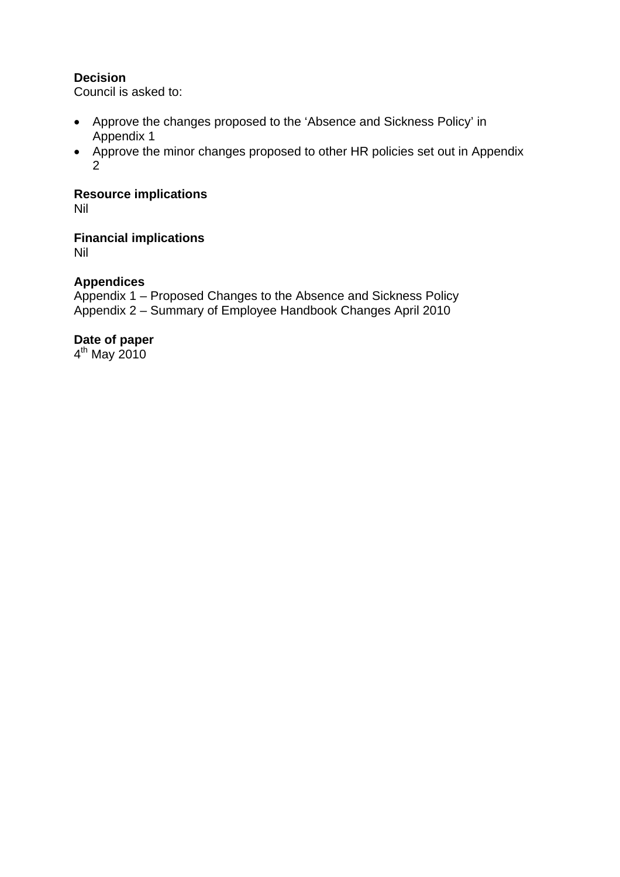**Decision**

Council is asked to:

- Approve the changes proposed to the 'Absence and Sickness Policy' in Appendix 1
- Approve the minor changes proposed to other HR policies set out in Appendix 2

**Resource implications**

Nil

**Financial implications**

Nil

**Appendices**

Appendix 1 – Proposed Changes to the Absence and Sickness Policy
Appendix 2 – Summary of Employee Handbook Changes April 2010

**Date of paper**

4th May 2010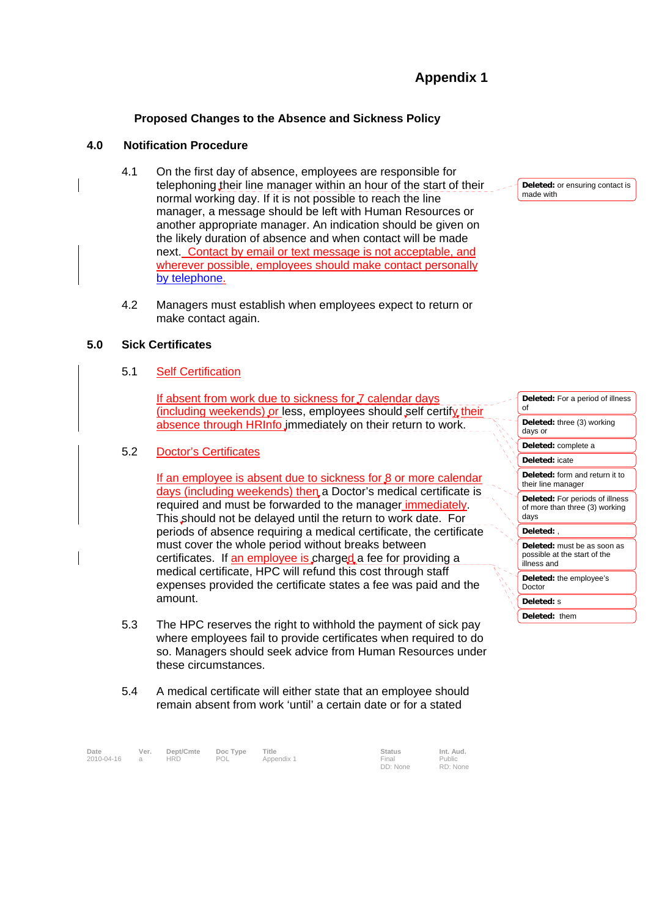# Appendix 1

## Proposed Changes to the Absence and Sickness Policy

### 4.0 Notification Procedure

4.1 On the first day of absence, employees are responsible for telephoning their line manager within an hour of the start of their normal working day. If it is not possible to reach the line manager, a message should be left with Human Resources or another appropriate manager. An indication should be given on the likely duration of absence and when contact will be made next. Contact by email or text message is not acceptable, and wherever possible, employees should make contact personally by telephone.

4.2 Managers must establish when employees expect to return or make contact again.

### 5.0 Sick Certificates

5.1 Self Certification

If absent from work due to sickness for 7 calendar days (including weekends) or less, employees should self certify their absence through HRInfo immediately on their return to work.

5.2 Doctor's Certificates

If an employee is absent due to sickness for 8 or more calendar days (including weekends) then a Doctor's medical certificate is required and must be forwarded to the manager immediately. This should not be delayed until the return to work date. For periods of absence requiring a medical certificate, the certificate must cover the whole period without breaks between certificates. If an employee is charged a fee for providing a medical certificate, HPC will refund this cost through staff expenses provided the certificate states a fee was paid and the amount.

5.3 The HPC reserves the right to withhold the payment of sick pay where employees fail to provide certificates when required to do so. Managers should seek advice from Human Resources under these circumstances.

5.4 A medical certificate will either state that an employee should remain absent from work 'until' a certain date or for a stated

**Deleted:** or ensuring contact is made with

**Deleted:** For a period of illness of

**Deleted:** three (3) working days or

**Deleted:** complete a

**Deleted:** icate

**Deleted:** form and return it to their line manager

**Deleted:** For periods of illness of more than three (3) working days

**Deleted:** ,

**Deleted:** must be as soon as possible at the start of the illness and

**Deleted:** the employee's Doctor

**Deleted:** s

**Deleted:** them

| Date | Ver. | Dept/Cmte | Doc Type | Title | Status | Int. Aud. |
|---|---|---|---|---|---|---|
| 2010-04-16 | a | HRD | POL | Appendix 1 | Final DD: None | Public RD: None |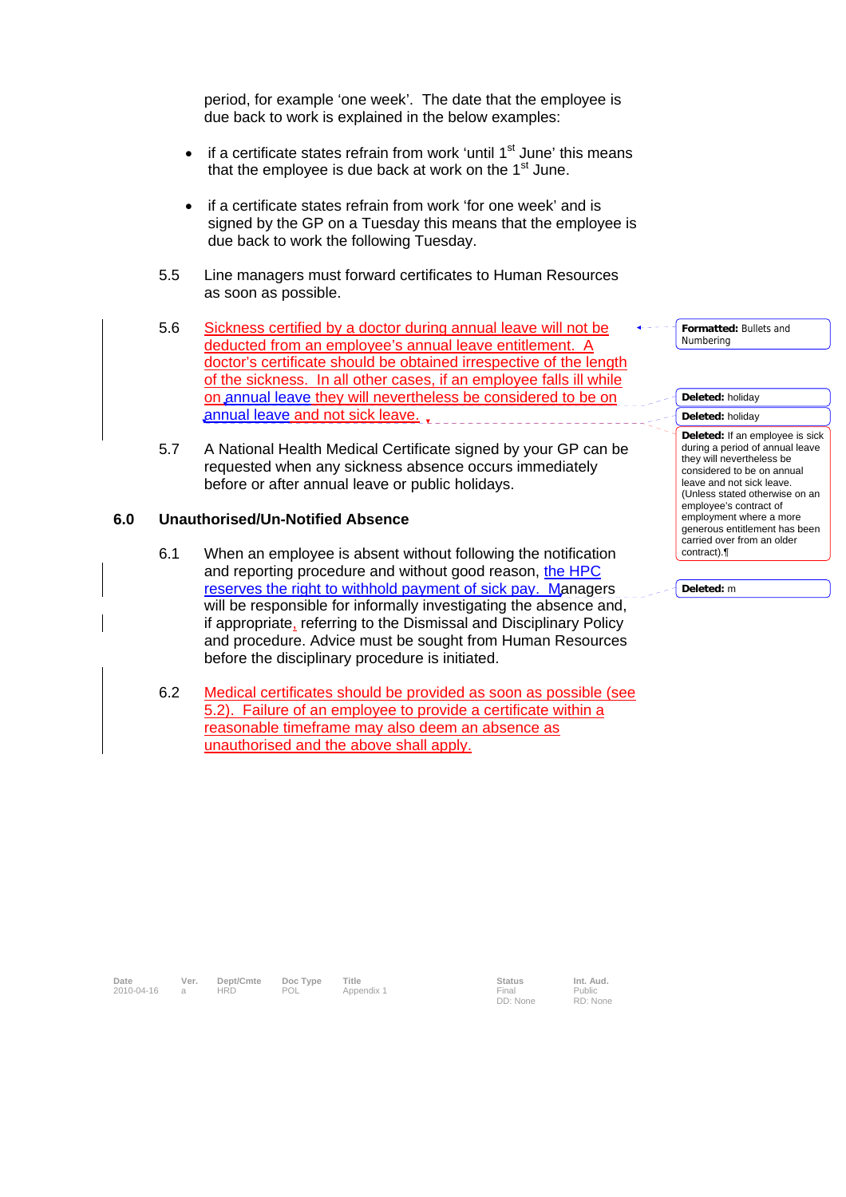period, for example 'one week'. The date that the employee is due back to work is explained in the below examples:

- if a certificate states refrain from work 'until 1st June' this means that the employee is due back at work on the 1st June.

- if a certificate states refrain from work 'for one week' and is signed by the GP on a Tuesday this means that the employee is due back to work the following Tuesday.

5.5 Line managers must forward certificates to Human Resources as soon as possible.

5.6 Sickness certified by a doctor during annual leave will not be deducted from an employee's annual leave entitlement. A doctor's certificate should be obtained irrespective of the length of the sickness. In all other cases, if an employee falls ill while on annual leave they will nevertheless be considered to be on annual leave and not sick leave.

5.7 A National Health Medical Certificate signed by your GP can be requested when any sickness absence occurs immediately before or after annual leave or public holidays.

## 6.0 Unauthorised/Un-Notified Absence

6.1 When an employee is absent without following the notification and reporting procedure and without good reason, the HPC reserves the right to withhold payment of sick pay. Managers will be responsible for informally investigating the absence and, if appropriate, referring to the Dismissal and Disciplinary Policy and procedure. Advice must be sought from Human Resources before the disciplinary procedure is initiated.

6.2 Medical certificates should be provided as soon as possible (see 5.2). Failure of an employee to provide a certificate within a reasonable timeframe may also deem an absence as unauthorised and the above shall apply.

**Formatted:** Bullets and Numbering

**Deleted:** holiday

**Deleted:** holiday

**Deleted:** If an employee is sick during a period of annual leave they will nevertheless be considered to be on annual leave and not sick leave. (Unless stated otherwise on an employee's contract of employment where a more generous entitlement has been carried over from an older contract).¶

**Deleted:** m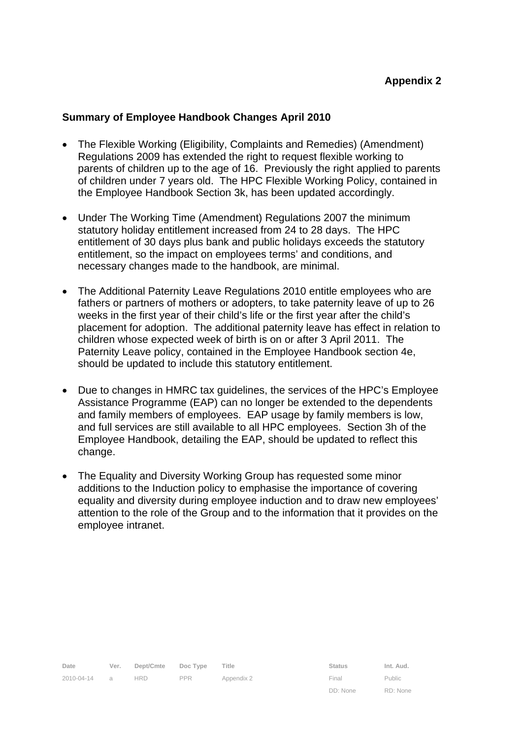**Appendix 2**

**Summary of Employee Handbook Changes April 2010**

- The Flexible Working (Eligibility, Complaints and Remedies) (Amendment) Regulations 2009 has extended the right to request flexible working to parents of children up to the age of 16. Previously the right applied to parents of children under 7 years old. The HPC Flexible Working Policy, contained in the Employee Handbook Section 3k, has been updated accordingly.

- Under The Working Time (Amendment) Regulations 2007 the minimum statutory holiday entitlement increased from 24 to 28 days. The HPC entitlement of 30 days plus bank and public holidays exceeds the statutory entitlement, so the impact on employees terms' and conditions, and necessary changes made to the handbook, are minimal.

- The Additional Paternity Leave Regulations 2010 entitle employees who are fathers or partners of mothers or adopters, to take paternity leave of up to 26 weeks in the first year of their child's life or the first year after the child's placement for adoption. The additional paternity leave has effect in relation to children whose expected week of birth is on or after 3 April 2011. The Paternity Leave policy, contained in the Employee Handbook section 4e, should be updated to include this statutory entitlement.

- Due to changes in HMRC tax guidelines, the services of the HPC's Employee Assistance Programme (EAP) can no longer be extended to the dependents and family members of employees. EAP usage by family members is low, and full services are still available to all HPC employees. Section 3h of the Employee Handbook, detailing the EAP, should be updated to reflect this change.

- The Equality and Diversity Working Group has requested some minor additions to the Induction policy to emphasise the importance of covering equality and diversity during employee induction and to draw new employees' attention to the role of the Group and to the information that it provides on the employee intranet.